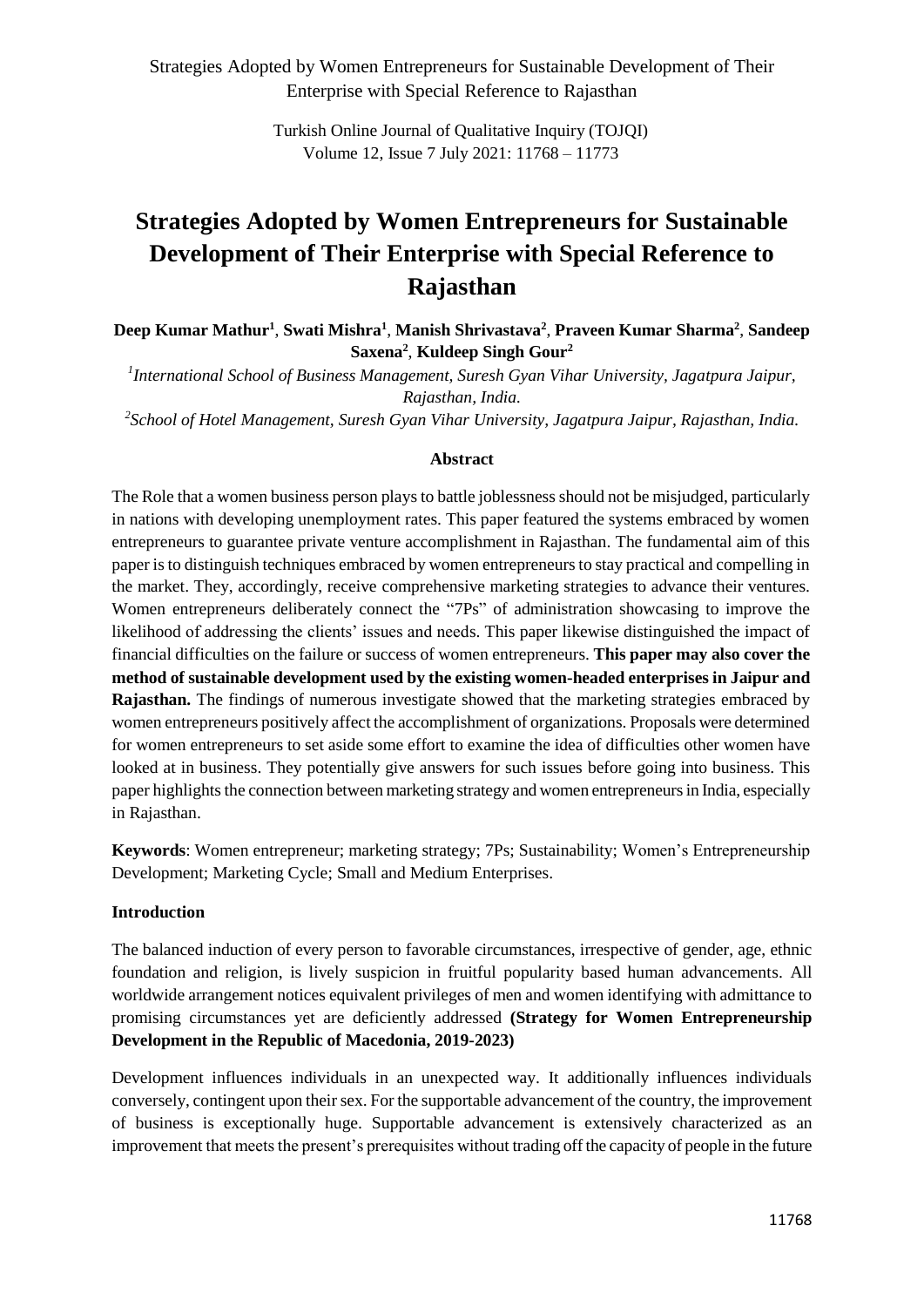# Strategies Adopted by Women Entrepreneurs for Sustainable Development of Their Enterprise with Special Reference to Rajasthan

**Deep Kumar Mathur[1], Swati Mishra[1], Manish Shrivastava[2], Praveen Kumar Sharma[2], Sandeep Saxena[2], Kuldeep Singh Gour[2]**

[1]*International School of Business Management, Suresh Gyan Vihar University, Jagatpura Jaipur, Rajasthan, India.*

[2]*School of Hotel Management, Suresh Gyan Vihar University, Jagatpura Jaipur, Rajasthan, India.*

### Abstract

The Role that a women business person plays to battle joblessness should not be misjudged, particularly in nations with developing unemployment rates. This paper featured the systems embraced by women entrepreneurs to guarantee private venture accomplishment in Rajasthan. The fundamental aim of this paper is to distinguish techniques embraced by women entrepreneurs to stay practical and compelling in the market. They, accordingly, receive comprehensive marketing strategies to advance their ventures. Women entrepreneurs deliberately connect the "7Ps" of administration showcasing to improve the likelihood of addressing the clients' issues and needs. This paper likewise distinguished the impact of financial difficulties on the failure or success of women entrepreneurs. **This paper may also cover the method of sustainable development used by the existing women-headed enterprises in Jaipur and Rajasthan.** The findings of numerous investigate showed that the marketing strategies embraced by women entrepreneurs positively affect the accomplishment of organizations. Proposals were determined for women entrepreneurs to set aside some effort to examine the idea of difficulties other women have looked at in business. They potentially give answers for such issues before going into business. This paper highlights the connection between marketing strategy and women entrepreneurs in India, especially in Rajasthan.

**Keywords**: Women entrepreneur; marketing strategy; 7Ps; Sustainability; Women's Entrepreneurship Development; Marketing Cycle; Small and Medium Enterprises.

### Introduction

The balanced induction of every person to favorable circumstances, irrespective of gender, age, ethnic foundation and religion, is lively suspicion in fruitful popularity based human advancements. All worldwide arrangement notices equivalent privileges of men and women identifying with admittance to promising circumstances yet are deficiently addressed **(Strategy for Women Entrepreneurship Development in the Republic of Macedonia, 2019-2023)**

Development influences individuals in an unexpected way. It additionally influences individuals conversely, contingent upon their sex. For the supportable advancement of the country, the improvement of business is exceptionally huge. Supportable advancement is extensively characterized as an improvement that meets the present's prerequisites without trading off the capacity of people in the future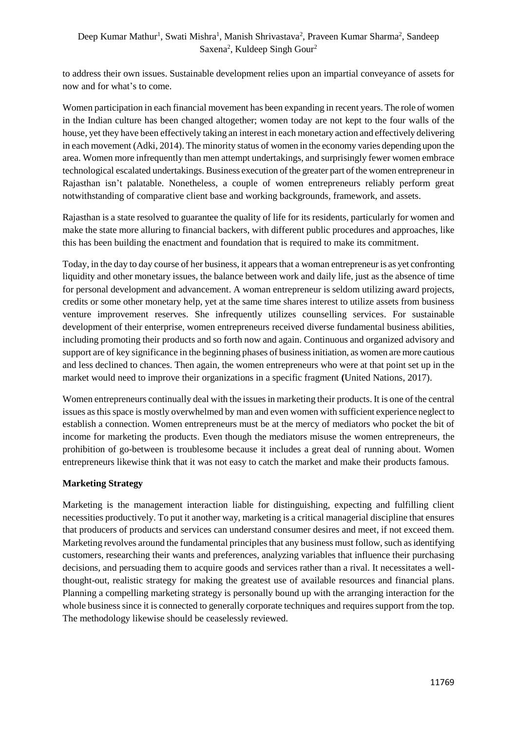to address their own issues. Sustainable development relies upon an impartial conveyance of assets for now and for what's to come.

Women participation in each financial movement has been expanding in recent years. The role of women in the Indian culture has been changed altogether; women today are not kept to the four walls of the house, yet they have been effectively taking an interest in each monetary action and effectively delivering in each movement (Adki, 2014). The minority status of women in the economy varies depending upon the area. Women more infrequently than men attempt undertakings, and surprisingly fewer women embrace technological escalated undertakings. Business execution of the greater part of the women entrepreneur in Rajasthan isn't palatable. Nonetheless, a couple of women entrepreneurs reliably perform great notwithstanding of comparative client base and working backgrounds, framework, and assets.

Rajasthan is a state resolved to guarantee the quality of life for its residents, particularly for women and make the state more alluring to financial backers, with different public procedures and approaches, like this has been building the enactment and foundation that is required to make its commitment.

Today, in the day to day course of her business, it appears that a woman entrepreneur is as yet confronting liquidity and other monetary issues, the balance between work and daily life, just as the absence of time for personal development and advancement. A woman entrepreneur is seldom utilizing award projects, credits or some other monetary help, yet at the same time shares interest to utilize assets from business venture improvement reserves. She infrequently utilizes counselling services. For sustainable development of their enterprise, women entrepreneurs received diverse fundamental business abilities, including promoting their products and so forth now and again. Continuous and organized advisory and support are of key significance in the beginning phases of business initiation, as women are more cautious and less declined to chances. Then again, the women entrepreneurs who were at that point set up in the market would need to improve their organizations in a specific fragment **(**United Nations, 2017).

Women entrepreneurs continually deal with the issues in marketing their products. It is one of the central issues as this space is mostly overwhelmed by man and even women with sufficient experience neglect to establish a connection. Women entrepreneurs must be at the mercy of mediators who pocket the bit of income for marketing the products. Even though the mediators misuse the women entrepreneurs, the prohibition of go-between is troublesome because it includes a great deal of running about. Women entrepreneurs likewise think that it was not easy to catch the market and make their products famous.

**Marketing Strategy**

Marketing is the management interaction liable for distinguishing, expecting and fulfilling client necessities productively. To put it another way, marketing is a critical managerial discipline that ensures that producers of products and services can understand consumer desires and meet, if not exceed them. Marketing revolves around the fundamental principles that any business must follow, such as identifying customers, researching their wants and preferences, analyzing variables that influence their purchasing decisions, and persuading them to acquire goods and services rather than a rival. It necessitates a well-thought-out, realistic strategy for making the greatest use of available resources and financial plans. Planning a compelling marketing strategy is personally bound up with the arranging interaction for the whole business since it is connected to generally corporate techniques and requires support from the top. The methodology likewise should be ceaselessly reviewed.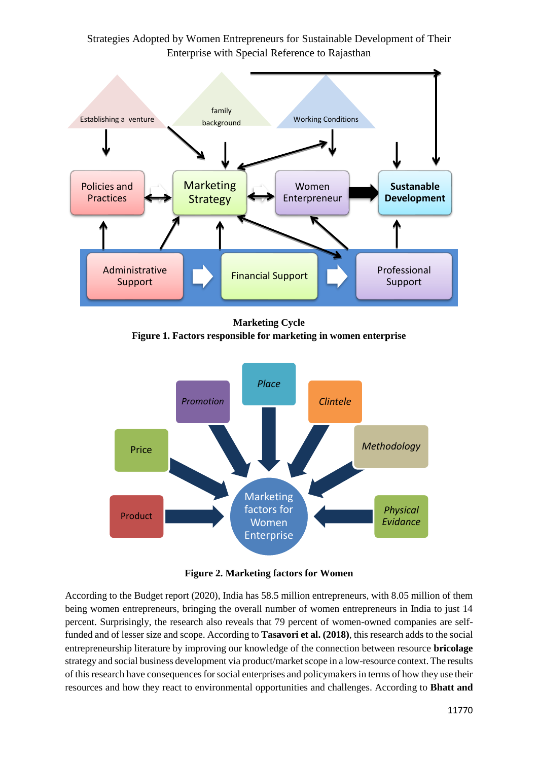**Marketing Cycle**

**Figure 1. Factors responsible for marketing in women enterprise**

**Figure 2. Marketing factors for Women**

According to the Budget report (2020), India has 58.5 million entrepreneurs, with 8.05 million of them being women entrepreneurs, bringing the overall number of women entrepreneurs in India to just 14 percent. Surprisingly, the research also reveals that 79 percent of women-owned companies are self-funded and of lesser size and scope. According to **Tasavori et al. (2018)**, this research adds to the social entrepreneurship literature by improving our knowledge of the connection between resource **bricolage** strategy and social business development via product/market scope in a low-resource context. The results of this research have consequences for social enterprises and policymakers in terms of how they use their resources and how they react to environmental opportunities and challenges. According to **Bhatt and**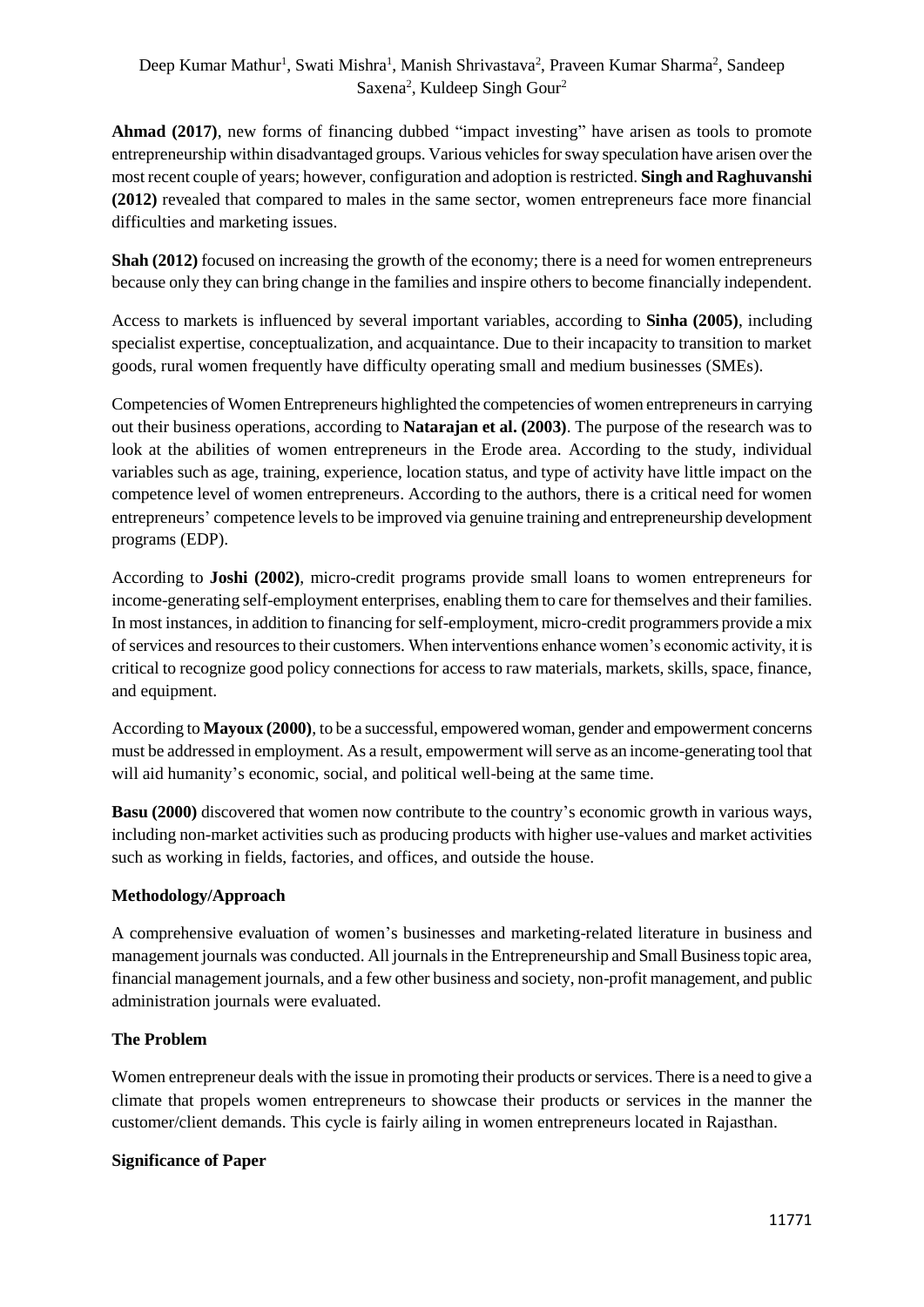**Ahmad (2017)**, new forms of financing dubbed "impact investing" have arisen as tools to promote entrepreneurship within disadvantaged groups. Various vehicles for sway speculation have arisen over the most recent couple of years; however, configuration and adoption is restricted. **Singh and Raghuvanshi (2012)** revealed that compared to males in the same sector, women entrepreneurs face more financial difficulties and marketing issues.

**Shah (2012)** focused on increasing the growth of the economy; there is a need for women entrepreneurs because only they can bring change in the families and inspire others to become financially independent.

Access to markets is influenced by several important variables, according to **Sinha (2005)**, including specialist expertise, conceptualization, and acquaintance. Due to their incapacity to transition to market goods, rural women frequently have difficulty operating small and medium businesses (SMEs).

Competencies of Women Entrepreneurs highlighted the competencies of women entrepreneurs in carrying out their business operations, according to **Natarajan et al. (2003)**. The purpose of the research was to look at the abilities of women entrepreneurs in the Erode area. According to the study, individual variables such as age, training, experience, location status, and type of activity have little impact on the competence level of women entrepreneurs. According to the authors, there is a critical need for women entrepreneurs' competence levels to be improved via genuine training and entrepreneurship development programs (EDP).

According to **Joshi (2002)**, micro-credit programs provide small loans to women entrepreneurs for income-generating self-employment enterprises, enabling them to care for themselves and their families. In most instances, in addition to financing for self-employment, micro-credit programmers provide a mix of services and resources to their customers. When interventions enhance women's economic activity, it is critical to recognize good policy connections for access to raw materials, markets, skills, space, finance, and equipment.

According to **Mayoux (2000)**, to be a successful, empowered woman, gender and empowerment concerns must be addressed in employment. As a result, empowerment will serve as an income-generating tool that will aid humanity's economic, social, and political well-being at the same time.

**Basu (2000)** discovered that women now contribute to the country's economic growth in various ways, including non-market activities such as producing products with higher use-values and market activities such as working in fields, factories, and offices, and outside the house.

**Methodology/Approach**

A comprehensive evaluation of women's businesses and marketing-related literature in business and management journals was conducted. All journals in the Entrepreneurship and Small Business topic area, financial management journals, and a few other business and society, non-profit management, and public administration journals were evaluated.

**The Problem**

Women entrepreneur deals with the issue in promoting their products or services. There is a need to give a climate that propels women entrepreneurs to showcase their products or services in the manner the customer/client demands. This cycle is fairly ailing in women entrepreneurs located in Rajasthan.

**Significance of Paper**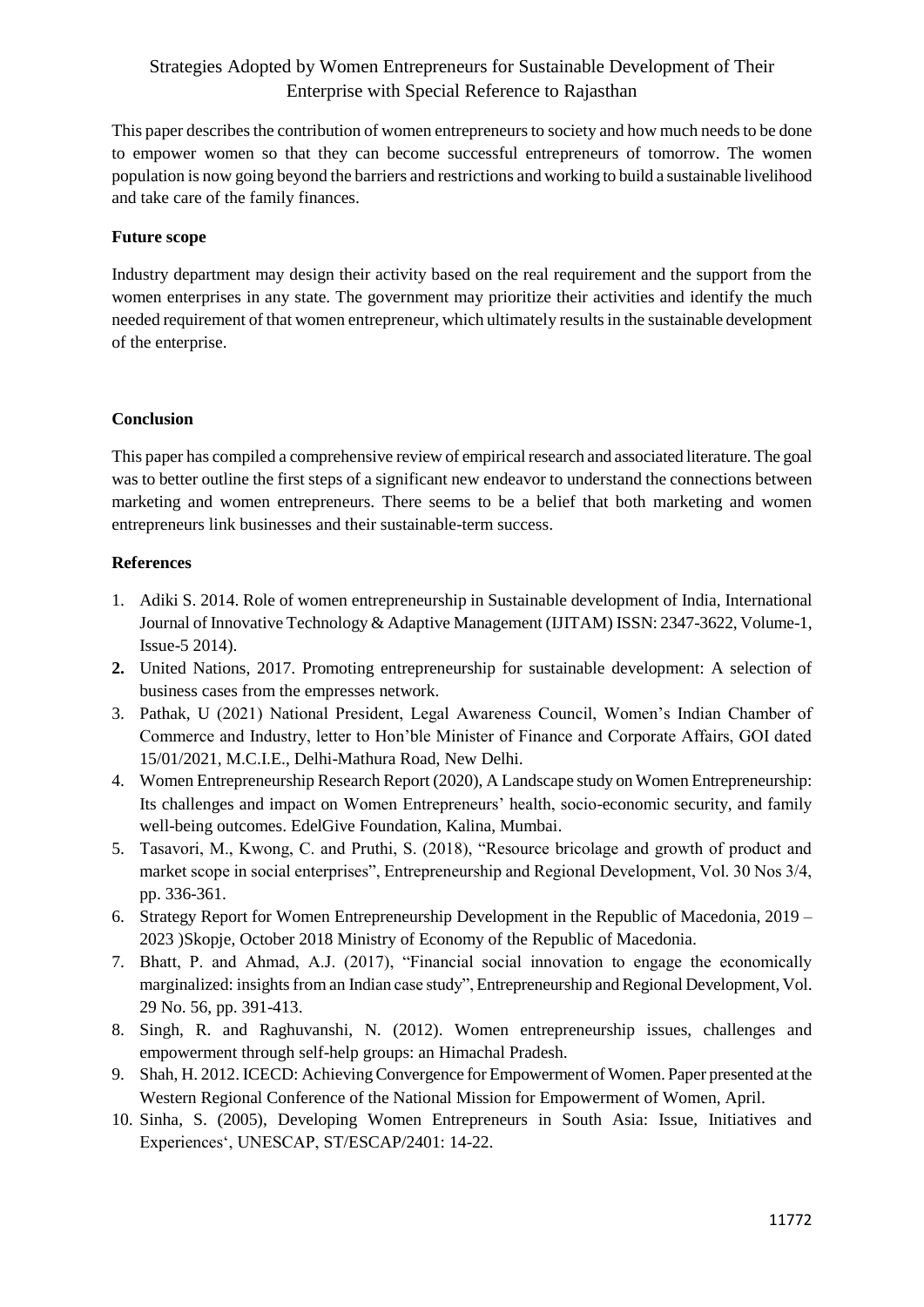Strategies Adopted by Women Entrepreneurs for Sustainable Development of Their Enterprise with Special Reference to Rajasthan

This paper describes the contribution of women entrepreneurs to society and how much needs to be done to empower women so that they can become successful entrepreneurs of tomorrow. The women population is now going beyond the barriers and restrictions and working to build a sustainable livelihood and take care of the family finances.

**Future scope**

Industry department may design their activity based on the real requirement and the support from the women enterprises in any state. The government may prioritize their activities and identify the much needed requirement of that women entrepreneur, which ultimately results in the sustainable development of the enterprise.

**Conclusion**

This paper has compiled a comprehensive review of empirical research and associated literature. The goal was to better outline the first steps of a significant new endeavor to understand the connections between marketing and women entrepreneurs. There seems to be a belief that both marketing and women entrepreneurs link businesses and their sustainable-term success.

**References**

1. Adiki S. 2014. Role of women entrepreneurship in Sustainable development of India, International Journal of Innovative Technology & Adaptive Management (IJITAM) ISSN: 2347-3622, Volume-1, Issue-5 2014).
2. United Nations, 2017. Promoting entrepreneurship for sustainable development: A selection of business cases from the empresses network.
3. Pathak, U (2021) National President, Legal Awareness Council, Women's Indian Chamber of Commerce and Industry, letter to Hon'ble Minister of Finance and Corporate Affairs, GOI dated 15/01/2021, M.C.I.E., Delhi-Mathura Road, New Delhi.
4. Women Entrepreneurship Research Report (2020), A Landscape study on Women Entrepreneurship: Its challenges and impact on Women Entrepreneurs' health, socio-economic security, and family well-being outcomes. EdelGive Foundation, Kalina, Mumbai.
5. Tasavori, M., Kwong, C. and Pruthi, S. (2018), "Resource bricolage and growth of product and market scope in social enterprises", Entrepreneurship and Regional Development, Vol. 30 Nos 3/4, pp. 336-361.
6. Strategy Report for Women Entrepreneurship Development in the Republic of Macedonia, 2019 – 2023 )Skopje, October 2018 Ministry of Economy of the Republic of Macedonia.
7. Bhatt, P. and Ahmad, A.J. (2017), "Financial social innovation to engage the economically marginalized: insights from an Indian case study", Entrepreneurship and Regional Development, Vol. 29 No. 56, pp. 391-413.
8. Singh, R. and Raghuvanshi, N. (2012). Women entrepreneurship issues, challenges and empowerment through self-help groups: an Himachal Pradesh.
9. Shah, H. 2012. ICECD: Achieving Convergence for Empowerment of Women. Paper presented at the Western Regional Conference of the National Mission for Empowerment of Women, April.
10. Sinha, S. (2005), Developing Women Entrepreneurs in South Asia: Issue, Initiatives and Experiences', UNESCAP, ST/ESCAP/2401: 14-22.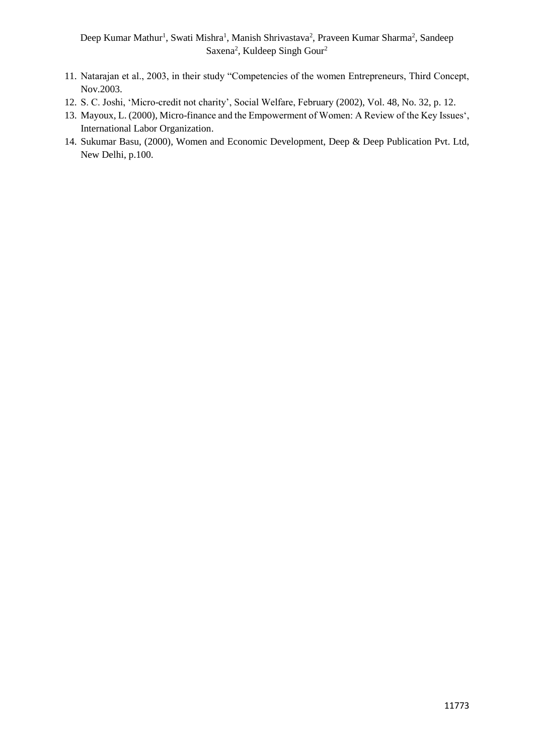11. Natarajan et al., 2003, in their study “Competencies of the women Entrepreneurs, Third Concept, Nov.2003.
12. S. C. Joshi, ‘Micro-credit not charity’, Social Welfare, February (2002), Vol. 48, No. 32, p. 12.
13. Mayoux, L. (2000), Micro-finance and the Empowerment of Women: A Review of the Key Issues‘, International Labor Organization.
14. Sukumar Basu, (2000), Women and Economic Development, Deep & Deep Publication Pvt. Ltd, New Delhi, p.100.